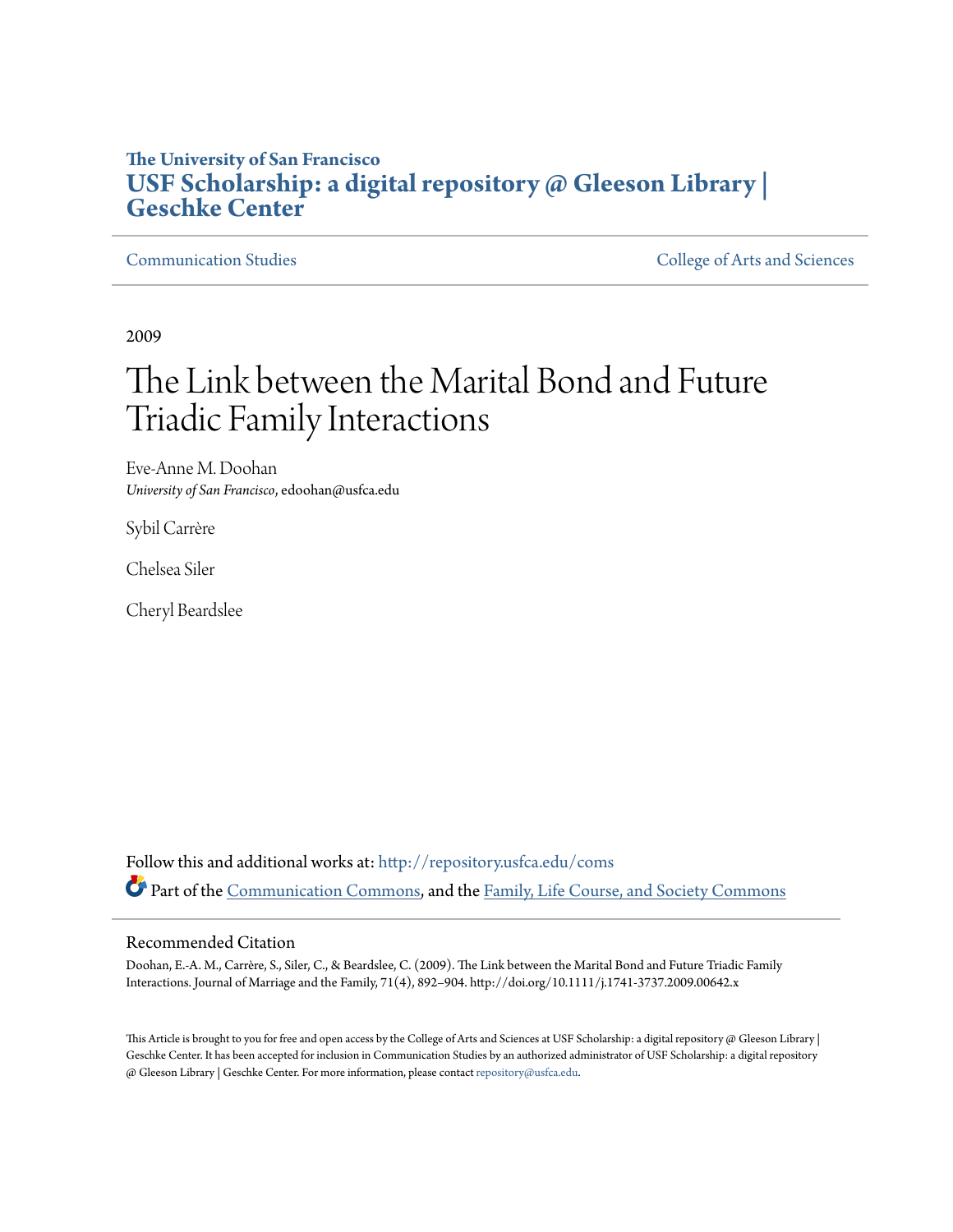The University of San Francisco

# USF Scholarship: a digital repository @ Gleeson Library | Geschke Center

Communication Studies

College of Arts and Sciences

2009

# The Link between the Marital Bond and Future Triadic Family Interactions

Eve-Anne M. Doohan
*University of San Francisco*, edoohan@usfca.edu

Sybil Carrère

Chelsea Siler

Cheryl Beardslee

Follow this and additional works at: http://repository.usfca.edu/coms

Part of the Communication Commons, and the Family, Life Course, and Society Commons

## Recommended Citation

Doohan, E.-A. M., Carrère, S., Siler, C., & Beardslee, C. (2009). The Link between the Marital Bond and Future Triadic Family Interactions. Journal of Marriage and the Family, 71(4), 892–904. http://doi.org/10.1111/j.1741-3737.2009.00642.x

This Article is brought to you for free and open access by the College of Arts and Sciences at USF Scholarship: a digital repository @ Gleeson Library | Geschke Center. It has been accepted for inclusion in Communication Studies by an authorized administrator of USF Scholarship: a digital repository @ Gleeson Library | Geschke Center. For more information, please contact repository@usfca.edu.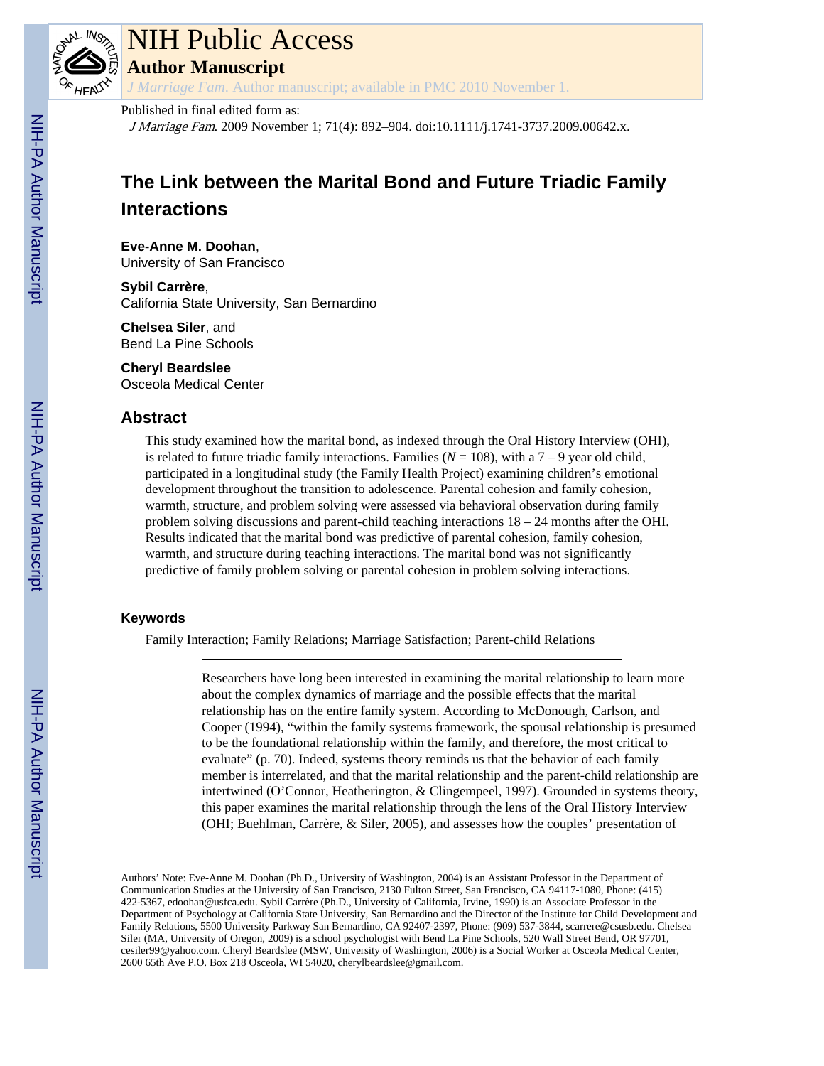Published in final edited form as:

*J Marriage Fam*. 2009 November 1; 71(4): 892–904. doi:10.1111/j.1741-3737.2009.00642.x.

# The Link between the Marital Bond and Future Triadic Family Interactions

**Eve-Anne M. Doohan**,
University of San Francisco

**Sybil Carrère**,
California State University, San Bernardino

**Chelsea Siler**, and
Bend La Pine Schools

**Cheryl Beardslee**
Osceola Medical Center

## Abstract

This study examined how the marital bond, as indexed through the Oral History Interview (OHI), is related to future triadic family interactions. Families (*N* = 108), with a 7 – 9 year old child, participated in a longitudinal study (the Family Health Project) examining children's emotional development throughout the transition to adolescence. Parental cohesion and family cohesion, warmth, structure, and problem solving were assessed via behavioral observation during family problem solving discussions and parent-child teaching interactions 18 – 24 months after the OHI. Results indicated that the marital bond was predictive of parental cohesion, family cohesion, warmth, and structure during teaching interactions. The marital bond was not significantly predictive of family problem solving or parental cohesion in problem solving interactions.

### Keywords

Family Interaction; Family Relations; Marriage Satisfaction; Parent-child Relations

---

Researchers have long been interested in examining the marital relationship to learn more about the complex dynamics of marriage and the possible effects that the marital relationship has on the entire family system. According to McDonough, Carlson, and Cooper (1994), "within the family systems framework, the spousal relationship is presumed to be the foundational relationship within the family, and therefore, the most critical to evaluate" (p. 70). Indeed, systems theory reminds us that the behavior of each family member is interrelated, and that the marital relationship and the parent-child relationship are intertwined (O'Connor, Heatherington, & Clingempeel, 1997). Grounded in systems theory, this paper examines the marital relationship through the lens of the Oral History Interview (OHI; Buehlman, Carrère, & Siler, 2005), and assesses how the couples' presentation of

---

Authors' Note: Eve-Anne M. Doohan (Ph.D., University of Washington, 2004) is an Assistant Professor in the Department of Communication Studies at the University of San Francisco, 2130 Fulton Street, San Francisco, CA 94117-1080, Phone: (415) 422-5367, edoohan@usfca.edu. Sybil Carrère (Ph.D., University of California, Irvine, 1990) is an Associate Professor in the Department of Psychology at California State University, San Bernardino and the Director of the Institute for Child Development and Family Relations, 5500 University Parkway San Bernardino, CA 92407-2397, Phone: (909) 537-3844, scarrere@csusb.edu. Chelsea Siler (MA, University of Oregon, 2009) is a school psychologist with Bend La Pine Schools, 520 Wall Street Bend, OR 97701, cesiler99@yahoo.com. Cheryl Beardslee (MSW, University of Washington, 2006) is a Social Worker at Osceola Medical Center, 2600 65th Ave P.O. Box 218 Osceola, WI 54020, cherylbeardslee@gmail.com.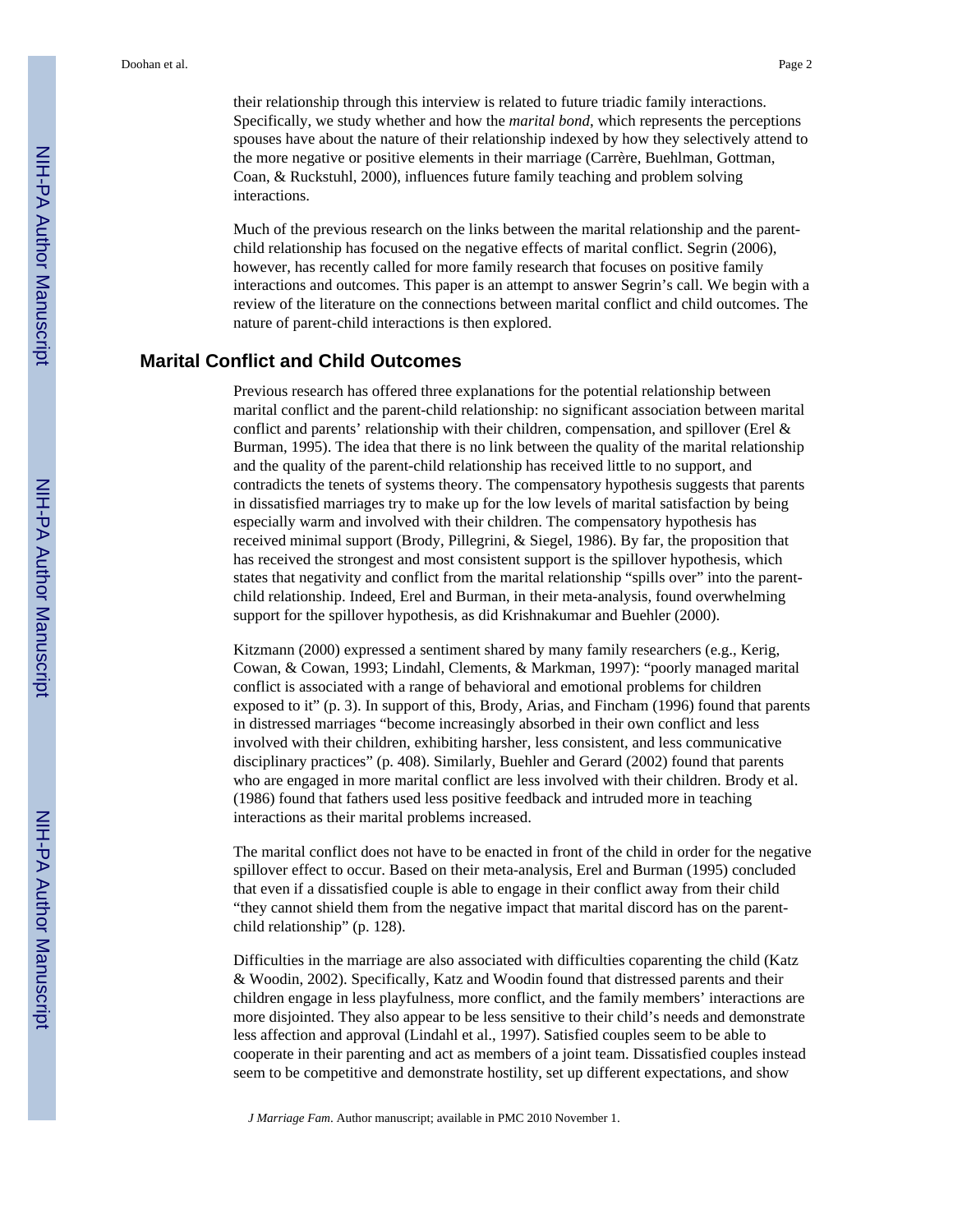their relationship through this interview is related to future triadic family interactions. Specifically, we study whether and how the *marital bond*, which represents the perceptions spouses have about the nature of their relationship indexed by how they selectively attend to the more negative or positive elements in their marriage (Carrère, Buehlman, Gottman, Coan, & Ruckstuhl, 2000), influences future family teaching and problem solving interactions.

Much of the previous research on the links between the marital relationship and the parent-child relationship has focused on the negative effects of marital conflict. Segrin (2006), however, has recently called for more family research that focuses on positive family interactions and outcomes. This paper is an attempt to answer Segrin's call. We begin with a review of the literature on the connections between marital conflict and child outcomes. The nature of parent-child interactions is then explored.

## Marital Conflict and Child Outcomes

Previous research has offered three explanations for the potential relationship between marital conflict and the parent-child relationship: no significant association between marital conflict and parents' relationship with their children, compensation, and spillover (Erel & Burman, 1995). The idea that there is no link between the quality of the marital relationship and the quality of the parent-child relationship has received little to no support, and contradicts the tenets of systems theory. The compensatory hypothesis suggests that parents in dissatisfied marriages try to make up for the low levels of marital satisfaction by being especially warm and involved with their children. The compensatory hypothesis has received minimal support (Brody, Pillegrini, & Siegel, 1986). By far, the proposition that has received the strongest and most consistent support is the spillover hypothesis, which states that negativity and conflict from the marital relationship "spills over" into the parent-child relationship. Indeed, Erel and Burman, in their meta-analysis, found overwhelming support for the spillover hypothesis, as did Krishnakumar and Buehler (2000).

Kitzmann (2000) expressed a sentiment shared by many family researchers (e.g., Kerig, Cowan, & Cowan, 1993; Lindahl, Clements, & Markman, 1997): "poorly managed marital conflict is associated with a range of behavioral and emotional problems for children exposed to it" (p. 3). In support of this, Brody, Arias, and Fincham (1996) found that parents in distressed marriages "become increasingly absorbed in their own conflict and less involved with their children, exhibiting harsher, less consistent, and less communicative disciplinary practices" (p. 408). Similarly, Buehler and Gerard (2002) found that parents who are engaged in more marital conflict are less involved with their children. Brody et al. (1986) found that fathers used less positive feedback and intruded more in teaching interactions as their marital problems increased.

The marital conflict does not have to be enacted in front of the child in order for the negative spillover effect to occur. Based on their meta-analysis, Erel and Burman (1995) concluded that even if a dissatisfied couple is able to engage in their conflict away from their child "they cannot shield them from the negative impact that marital discord has on the parent-child relationship" (p. 128).

Difficulties in the marriage are also associated with difficulties coparenting the child (Katz & Woodin, 2002). Specifically, Katz and Woodin found that distressed parents and their children engage in less playfulness, more conflict, and the family members' interactions are more disjointed. They also appear to be less sensitive to their child's needs and demonstrate less affection and approval (Lindahl et al., 1997). Satisfied couples seem to be able to cooperate in their parenting and act as members of a joint team. Dissatisfied couples instead seem to be competitive and demonstrate hostility, set up different expectations, and show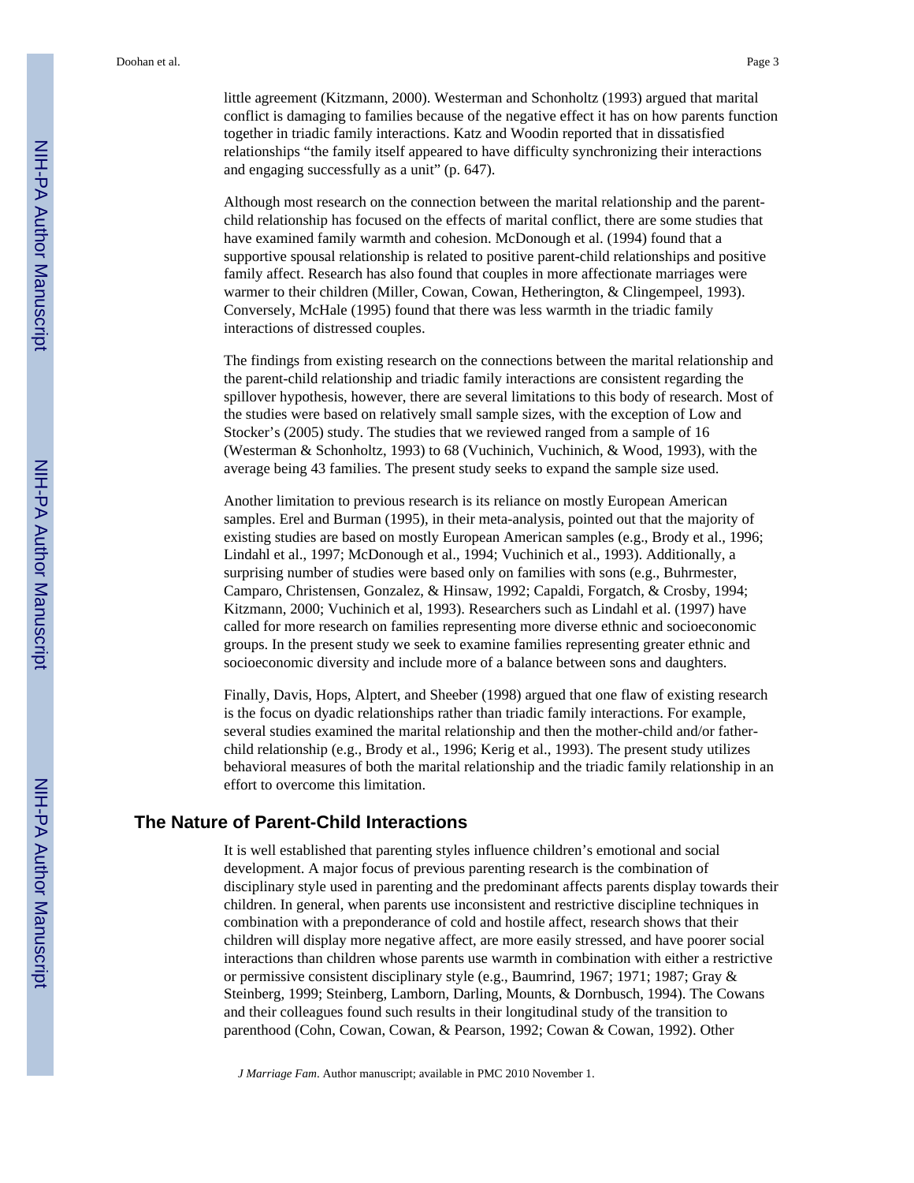little agreement (Kitzmann, 2000). Westerman and Schonholtz (1993) argued that marital conflict is damaging to families because of the negative effect it has on how parents function together in triadic family interactions. Katz and Woodin reported that in dissatisfied relationships "the family itself appeared to have difficulty synchronizing their interactions and engaging successfully as a unit" (p. 647).

Although most research on the connection between the marital relationship and the parent-child relationship has focused on the effects of marital conflict, there are some studies that have examined family warmth and cohesion. McDonough et al. (1994) found that a supportive spousal relationship is related to positive parent-child relationships and positive family affect. Research has also found that couples in more affectionate marriages were warmer to their children (Miller, Cowan, Cowan, Hetherington, & Clingempeel, 1993). Conversely, McHale (1995) found that there was less warmth in the triadic family interactions of distressed couples.

The findings from existing research on the connections between the marital relationship and the parent-child relationship and triadic family interactions are consistent regarding the spillover hypothesis, however, there are several limitations to this body of research. Most of the studies were based on relatively small sample sizes, with the exception of Low and Stocker's (2005) study. The studies that we reviewed ranged from a sample of 16 (Westerman & Schonholtz, 1993) to 68 (Vuchinich, Vuchinich, & Wood, 1993), with the average being 43 families. The present study seeks to expand the sample size used.

Another limitation to previous research is its reliance on mostly European American samples. Erel and Burman (1995), in their meta-analysis, pointed out that the majority of existing studies are based on mostly European American samples (e.g., Brody et al., 1996; Lindahl et al., 1997; McDonough et al., 1994; Vuchinich et al., 1993). Additionally, a surprising number of studies were based only on families with sons (e.g., Buhrmester, Camparo, Christensen, Gonzalez, & Hinsaw, 1992; Capaldi, Forgatch, & Crosby, 1994; Kitzmann, 2000; Vuchinich et al, 1993). Researchers such as Lindahl et al. (1997) have called for more research on families representing more diverse ethnic and socioeconomic groups. In the present study we seek to examine families representing greater ethnic and socioeconomic diversity and include more of a balance between sons and daughters.

Finally, Davis, Hops, Alptert, and Sheeber (1998) argued that one flaw of existing research is the focus on dyadic relationships rather than triadic family interactions. For example, several studies examined the marital relationship and then the mother-child and/or father-child relationship (e.g., Brody et al., 1996; Kerig et al., 1993). The present study utilizes behavioral measures of both the marital relationship and the triadic family relationship in an effort to overcome this limitation.

## The Nature of Parent-Child Interactions

It is well established that parenting styles influence children's emotional and social development. A major focus of previous parenting research is the combination of disciplinary style used in parenting and the predominant affects parents display towards their children. In general, when parents use inconsistent and restrictive discipline techniques in combination with a preponderance of cold and hostile affect, research shows that their children will display more negative affect, are more easily stressed, and have poorer social interactions than children whose parents use warmth in combination with either a restrictive or permissive consistent disciplinary style (e.g., Baumrind, 1967; 1971; 1987; Gray & Steinberg, 1999; Steinberg, Lamborn, Darling, Mounts, & Dornbusch, 1994). The Cowans and their colleagues found such results in their longitudinal study of the transition to parenthood (Cohn, Cowan, Cowan, & Pearson, 1992; Cowan & Cowan, 1992). Other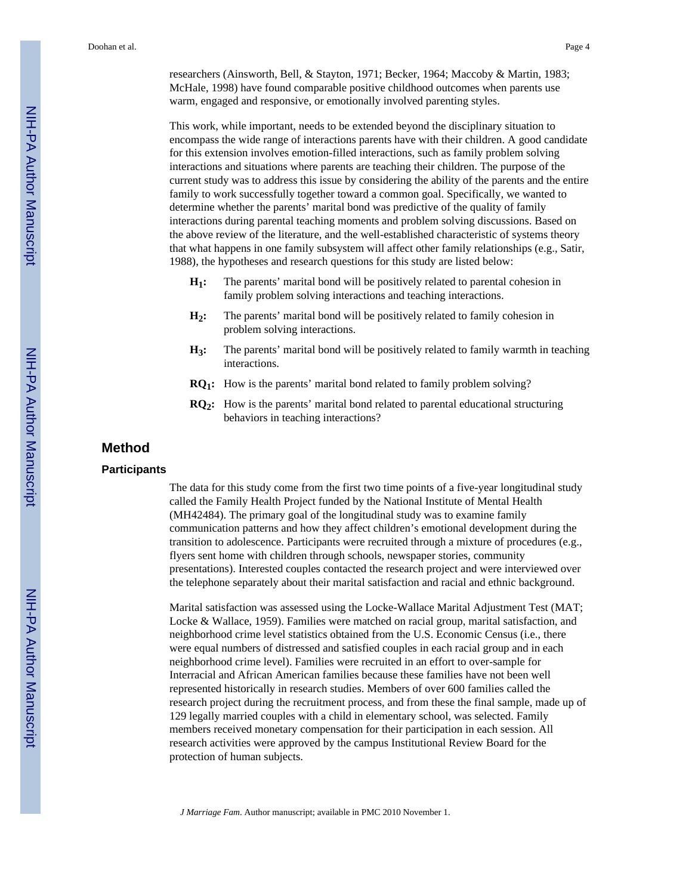researchers (Ainsworth, Bell, & Stayton, 1971; Becker, 1964; Maccoby & Martin, 1983; McHale, 1998) have found comparable positive childhood outcomes when parents use warm, engaged and responsive, or emotionally involved parenting styles.

This work, while important, needs to be extended beyond the disciplinary situation to encompass the wide range of interactions parents have with their children. A good candidate for this extension involves emotion-filled interactions, such as family problem solving interactions and situations where parents are teaching their children. The purpose of the current study was to address this issue by considering the ability of the parents and the entire family to work successfully together toward a common goal. Specifically, we wanted to determine whether the parents' marital bond was predictive of the quality of family interactions during parental teaching moments and problem solving discussions. Based on the above review of the literature, and the well-established characteristic of systems theory that what happens in one family subsystem will affect other family relationships (e.g., Satir, 1988), the hypotheses and research questions for this study are listed below:

- **$H_1$:** The parents' marital bond will be positively related to parental cohesion in family problem solving interactions and teaching interactions.
- **$H_2$:** The parents' marital bond will be positively related to family cohesion in problem solving interactions.
- **$H_3$:** The parents' marital bond will be positively related to family warmth in teaching interactions.
- **$RQ_1$:** How is the parents' marital bond related to family problem solving?
- **$RQ_2$:** How is the parents' marital bond related to parental educational structuring behaviors in teaching interactions?

# Method

## Participants

The data for this study come from the first two time points of a five-year longitudinal study called the Family Health Project funded by the National Institute of Mental Health (MH42484). The primary goal of the longitudinal study was to examine family communication patterns and how they affect children's emotional development during the transition to adolescence. Participants were recruited through a mixture of procedures (e.g., flyers sent home with children through schools, newspaper stories, community presentations). Interested couples contacted the research project and were interviewed over the telephone separately about their marital satisfaction and racial and ethnic background.

Marital satisfaction was assessed using the Locke-Wallace Marital Adjustment Test (MAT; Locke & Wallace, 1959). Families were matched on racial group, marital satisfaction, and neighborhood crime level statistics obtained from the U.S. Economic Census (i.e., there were equal numbers of distressed and satisfied couples in each racial group and in each neighborhood crime level). Families were recruited in an effort to over-sample for Interracial and African American families because these families have not been well represented historically in research studies. Members of over 600 families called the research project during the recruitment process, and from these the final sample, made up of 129 legally married couples with a child in elementary school, was selected. Family members received monetary compensation for their participation in each session. All research activities were approved by the campus Institutional Review Board for the protection of human subjects.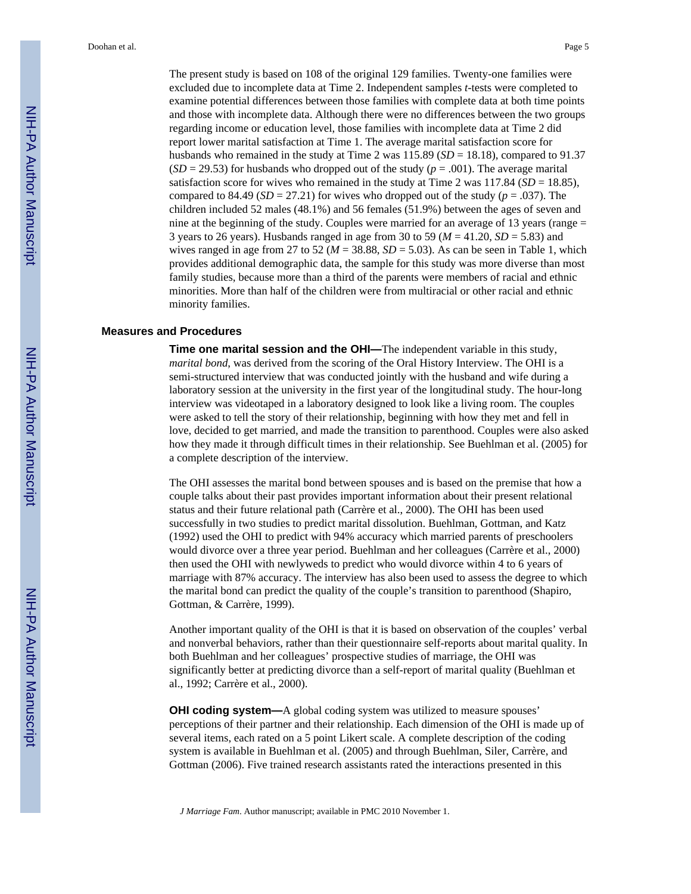The present study is based on 108 of the original 129 families. Twenty-one families were excluded due to incomplete data at Time 2. Independent samples *t*-tests were completed to examine potential differences between those families with complete data at both time points and those with incomplete data. Although there were no differences between the two groups regarding income or education level, those families with incomplete data at Time 2 did report lower marital satisfaction at Time 1. The average marital satisfaction score for husbands who remained in the study at Time 2 was 115.89 ($SD$ = 18.18), compared to 91.37 ($SD$ = 29.53) for husbands who dropped out of the study ($p$ = .001). The average marital satisfaction score for wives who remained in the study at Time 2 was 117.84 ($SD$ = 18.85), compared to 84.49 ($SD$ = 27.21) for wives who dropped out of the study ($p$ = .037). The children included 52 males (48.1%) and 56 females (51.9%) between the ages of seven and nine at the beginning of the study. Couples were married for an average of 13 years (range = 3 years to 26 years). Husbands ranged in age from 30 to 59 ($M$ = 41.20, $SD$ = 5.83) and wives ranged in age from 27 to 52 ($M$ = 38.88, $SD$ = 5.03). As can be seen in Table 1, which provides additional demographic data, the sample for this study was more diverse than most family studies, because more than a third of the parents were members of racial and ethnic minorities. More than half of the children were from multiracial or other racial and ethnic minority families.

## Measures and Procedures

**Time one marital session and the OHI—**The independent variable in this study, *marital bond*, was derived from the scoring of the Oral History Interview. The OHI is a semi-structured interview that was conducted jointly with the husband and wife during a laboratory session at the university in the first year of the longitudinal study. The hour-long interview was videotaped in a laboratory designed to look like a living room. The couples were asked to tell the story of their relationship, beginning with how they met and fell in love, decided to get married, and made the transition to parenthood. Couples were also asked how they made it through difficult times in their relationship. See Buehlman et al. (2005) for a complete description of the interview.

The OHI assesses the marital bond between spouses and is based on the premise that how a couple talks about their past provides important information about their present relational status and their future relational path (Carrère et al., 2000). The OHI has been used successfully in two studies to predict marital dissolution. Buehlman, Gottman, and Katz (1992) used the OHI to predict with 94% accuracy which married parents of preschoolers would divorce over a three year period. Buehlman and her colleagues (Carrère et al., 2000) then used the OHI with newlyweds to predict who would divorce within 4 to 6 years of marriage with 87% accuracy. The interview has also been used to assess the degree to which the marital bond can predict the quality of the couple's transition to parenthood (Shapiro, Gottman, & Carrère, 1999).

Another important quality of the OHI is that it is based on observation of the couples' verbal and nonverbal behaviors, rather than their questionnaire self-reports about marital quality. In both Buehlman and her colleagues' prospective studies of marriage, the OHI was significantly better at predicting divorce than a self-report of marital quality (Buehlman et al., 1992; Carrère et al., 2000).

**OHI coding system—**A global coding system was utilized to measure spouses' perceptions of their partner and their relationship. Each dimension of the OHI is made up of several items, each rated on a 5 point Likert scale. A complete description of the coding system is available in Buehlman et al. (2005) and through Buehlman, Siler, Carrère, and Gottman (2006). Five trained research assistants rated the interactions presented in this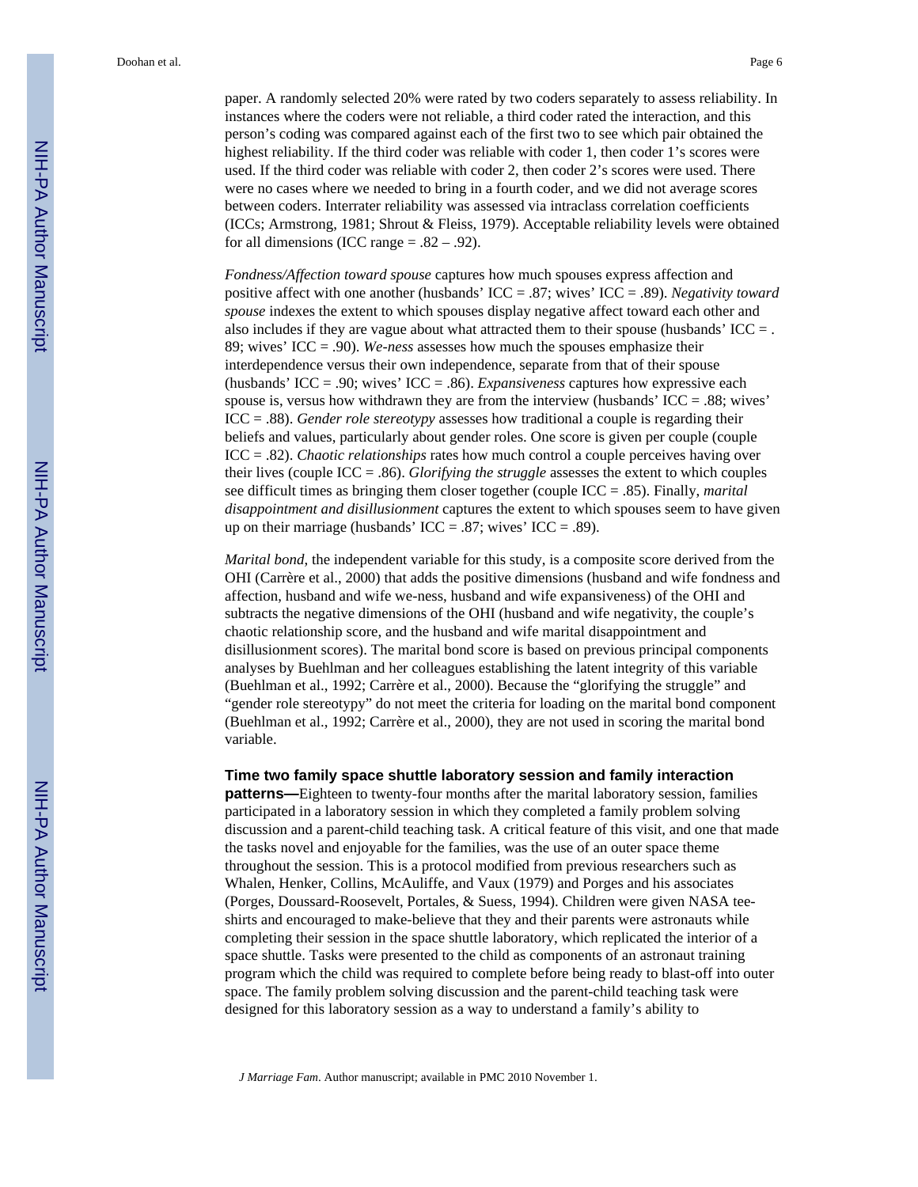paper. A randomly selected 20% were rated by two coders separately to assess reliability. In instances where the coders were not reliable, a third coder rated the interaction, and this person's coding was compared against each of the first two to see which pair obtained the highest reliability. If the third coder was reliable with coder 1, then coder 1's scores were used. If the third coder was reliable with coder 2, then coder 2's scores were used. There were no cases where we needed to bring in a fourth coder, and we did not average scores between coders. Interrater reliability was assessed via intraclass correlation coefficients (ICCs; Armstrong, 1981; Shrout & Fleiss, 1979). Acceptable reliability levels were obtained for all dimensions (ICC range = .82 – .92).

*Fondness/Affection toward spouse* captures how much spouses express affection and positive affect with one another (husbands' ICC = .87; wives' ICC = .89). *Negativity toward spouse* indexes the extent to which spouses display negative affect toward each other and also includes if they are vague about what attracted them to their spouse (husbands' ICC = .89; wives' ICC = .90). *We-ness* assesses how much the spouses emphasize their interdependence versus their own independence, separate from that of their spouse (husbands' ICC = .90; wives' ICC = .86). *Expansiveness* captures how expressive each spouse is, versus how withdrawn they are from the interview (husbands' ICC = .88; wives' ICC = .88). *Gender role stereotypy* assesses how traditional a couple is regarding their beliefs and values, particularly about gender roles. One score is given per couple (couple ICC = .82). *Chaotic relationships* rates how much control a couple perceives having over their lives (couple ICC = .86). *Glorifying the struggle* assesses the extent to which couples see difficult times as bringing them closer together (couple ICC = .85). Finally, *marital disappointment and disillusionment* captures the extent to which spouses seem to have given up on their marriage (husbands' ICC = .87; wives' ICC = .89).

*Marital bond*, the independent variable for this study, is a composite score derived from the OHI (Carrère et al., 2000) that adds the positive dimensions (husband and wife fondness and affection, husband and wife we-ness, husband and wife expansiveness) of the OHI and subtracts the negative dimensions of the OHI (husband and wife negativity, the couple's chaotic relationship score, and the husband and wife marital disappointment and disillusionment scores). The marital bond score is based on previous principal components analyses by Buehlman and her colleagues establishing the latent integrity of this variable (Buehlman et al., 1992; Carrère et al., 2000). Because the "glorifying the struggle" and "gender role stereotypy" do not meet the criteria for loading on the marital bond component (Buehlman et al., 1992; Carrère et al., 2000), they are not used in scoring the marital bond variable.

**Time two family space shuttle laboratory session and family interaction patterns—**Eighteen to twenty-four months after the marital laboratory session, families participated in a laboratory session in which they completed a family problem solving discussion and a parent-child teaching task. A critical feature of this visit, and one that made the tasks novel and enjoyable for the families, was the use of an outer space theme throughout the session. This is a protocol modified from previous researchers such as Whalen, Henker, Collins, McAuliffe, and Vaux (1979) and Porges and his associates (Porges, Doussard-Roosevelt, Portales, & Suess, 1994). Children were given NASA tee-shirts and encouraged to make-believe that they and their parents were astronauts while completing their session in the space shuttle laboratory, which replicated the interior of a space shuttle. Tasks were presented to the child as components of an astronaut training program which the child was required to complete before being ready to blast-off into outer space. The family problem solving discussion and the parent-child teaching task were designed for this laboratory session as a way to understand a family's ability to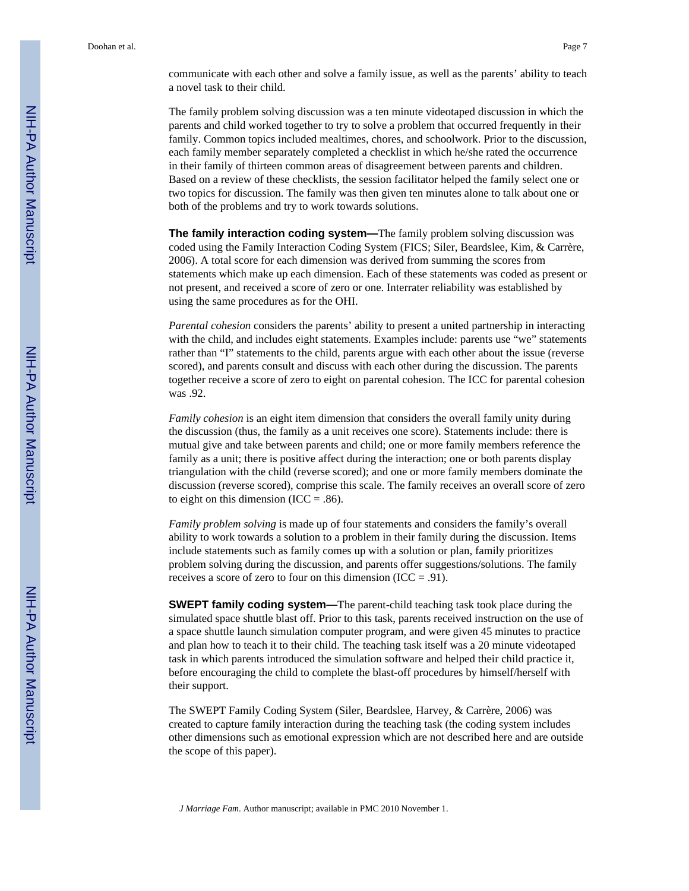communicate with each other and solve a family issue, as well as the parents' ability to teach a novel task to their child.

The family problem solving discussion was a ten minute videotaped discussion in which the parents and child worked together to try to solve a problem that occurred frequently in their family. Common topics included mealtimes, chores, and schoolwork. Prior to the discussion, each family member separately completed a checklist in which he/she rated the occurrence in their family of thirteen common areas of disagreement between parents and children. Based on a review of these checklists, the session facilitator helped the family select one or two topics for discussion. The family was then given ten minutes alone to talk about one or both of the problems and try to work towards solutions.

**The family interaction coding system—**The family problem solving discussion was coded using the Family Interaction Coding System (FICS; Siler, Beardslee, Kim, & Carrère, 2006). A total score for each dimension was derived from summing the scores from statements which make up each dimension. Each of these statements was coded as present or not present, and received a score of zero or one. Interrater reliability was established by using the same procedures as for the OHI.

*Parental cohesion* considers the parents' ability to present a united partnership in interacting with the child, and includes eight statements. Examples include: parents use "we" statements rather than "I" statements to the child, parents argue with each other about the issue (reverse scored), and parents consult and discuss with each other during the discussion. The parents together receive a score of zero to eight on parental cohesion. The ICC for parental cohesion was .92.

*Family cohesion* is an eight item dimension that considers the overall family unity during the discussion (thus, the family as a unit receives one score). Statements include: there is mutual give and take between parents and child; one or more family members reference the family as a unit; there is positive affect during the interaction; one or both parents display triangulation with the child (reverse scored); and one or more family members dominate the discussion (reverse scored), comprise this scale. The family receives an overall score of zero to eight on this dimension (ICC = .86).

*Family problem solving* is made up of four statements and considers the family's overall ability to work towards a solution to a problem in their family during the discussion. Items include statements such as family comes up with a solution or plan, family prioritizes problem solving during the discussion, and parents offer suggestions/solutions. The family receives a score of zero to four on this dimension (ICC = .91).

**SWEPT family coding system—**The parent-child teaching task took place during the simulated space shuttle blast off. Prior to this task, parents received instruction on the use of a space shuttle launch simulation computer program, and were given 45 minutes to practice and plan how to teach it to their child. The teaching task itself was a 20 minute videotaped task in which parents introduced the simulation software and helped their child practice it, before encouraging the child to complete the blast-off procedures by himself/herself with their support.

The SWEPT Family Coding System (Siler, Beardslee, Harvey, & Carrère, 2006) was created to capture family interaction during the teaching task (the coding system includes other dimensions such as emotional expression which are not described here and are outside the scope of this paper).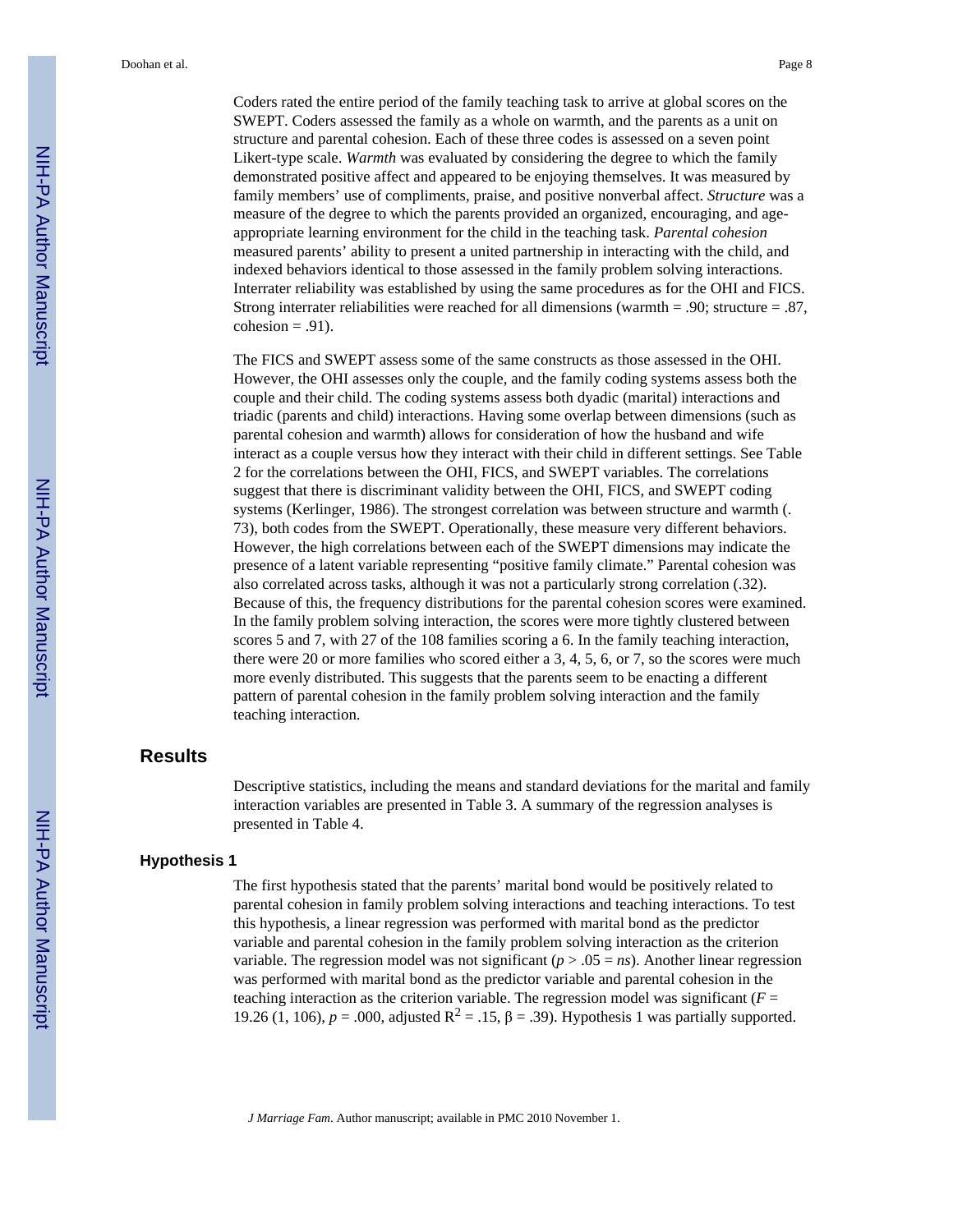Coders rated the entire period of the family teaching task to arrive at global scores on the SWEPT. Coders assessed the family as a whole on warmth, and the parents as a unit on structure and parental cohesion. Each of these three codes is assessed on a seven point Likert-type scale. *Warmth* was evaluated by considering the degree to which the family demonstrated positive affect and appeared to be enjoying themselves. It was measured by family members' use of compliments, praise, and positive nonverbal affect. *Structure* was a measure of the degree to which the parents provided an organized, encouraging, and age-appropriate learning environment for the child in the teaching task. *Parental cohesion* measured parents' ability to present a united partnership in interacting with the child, and indexed behaviors identical to those assessed in the family problem solving interactions. Interrater reliability was established by using the same procedures as for the OHI and FICS. Strong interrater reliabilities were reached for all dimensions (warmth = .90; structure = .87, cohesion = .91).

The FICS and SWEPT assess some of the same constructs as those assessed in the OHI. However, the OHI assesses only the couple, and the family coding systems assess both the couple and their child. The coding systems assess both dyadic (marital) interactions and triadic (parents and child) interactions. Having some overlap between dimensions (such as parental cohesion and warmth) allows for consideration of how the husband and wife interact as a couple versus how they interact with their child in different settings. See Table 2 for the correlations between the OHI, FICS, and SWEPT variables. The correlations suggest that there is discriminant validity between the OHI, FICS, and SWEPT coding systems (Kerlinger, 1986). The strongest correlation was between structure and warmth (.73), both codes from the SWEPT. Operationally, these measure very different behaviors. However, the high correlations between each of the SWEPT dimensions may indicate the presence of a latent variable representing "positive family climate." Parental cohesion was also correlated across tasks, although it was not a particularly strong correlation (.32). Because of this, the frequency distributions for the parental cohesion scores were examined. In the family problem solving interaction, the scores were more tightly clustered between scores 5 and 7, with 27 of the 108 families scoring a 6. In the family teaching interaction, there were 20 or more families who scored either a 3, 4, 5, 6, or 7, so the scores were much more evenly distributed. This suggests that the parents seem to be enacting a different pattern of parental cohesion in the family problem solving interaction and the family teaching interaction.

## Results

Descriptive statistics, including the means and standard deviations for the marital and family interaction variables are presented in Table 3. A summary of the regression analyses is presented in Table 4.

### Hypothesis 1

The first hypothesis stated that the parents' marital bond would be positively related to parental cohesion in family problem solving interactions and teaching interactions. To test this hypothesis, a linear regression was performed with marital bond as the predictor variable and parental cohesion in the family problem solving interaction as the criterion variable. The regression model was not significant ($p > .05 = ns$). Another linear regression was performed with marital bond as the predictor variable and parental cohesion in the teaching interaction as the criterion variable. The regression model was significant ($F = 19.26$ (1, 106), $p = .000$, adjusted $R^2 = .15$, $\beta = .39$). Hypothesis 1 was partially supported.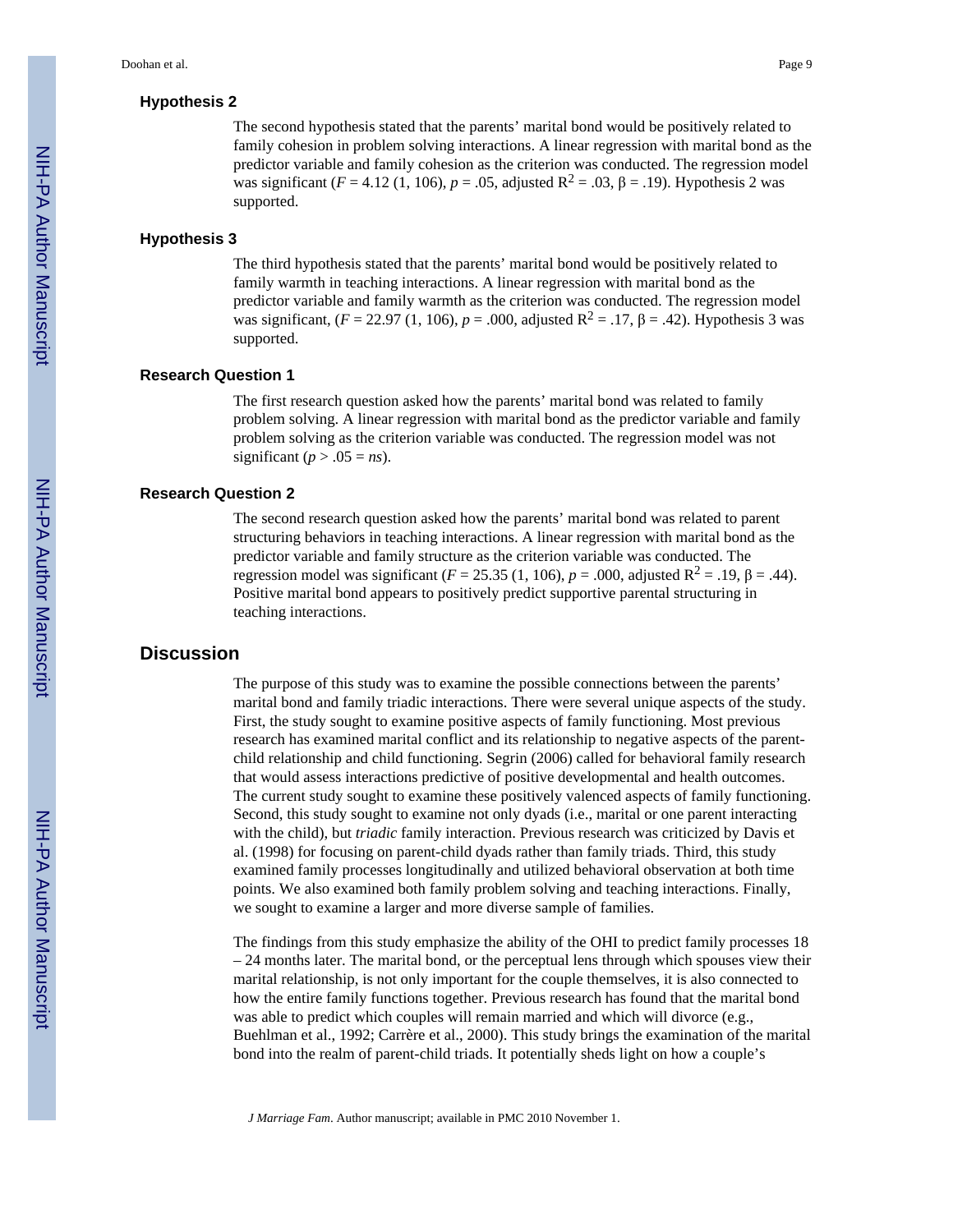### Hypothesis 2

The second hypothesis stated that the parents' marital bond would be positively related to family cohesion in problem solving interactions. A linear regression with marital bond as the predictor variable and family cohesion as the criterion was conducted. The regression model was significant ($F$ = 4.12 (1, 106), $p$ = .05, adjusted $R^2$ = .03, β = .19). Hypothesis 2 was supported.

### Hypothesis 3

The third hypothesis stated that the parents' marital bond would be positively related to family warmth in teaching interactions. A linear regression with marital bond as the predictor variable and family warmth as the criterion was conducted. The regression model was significant, ($F$ = 22.97 (1, 106), $p$ = .000, adjusted $R^2$ = .17, β = .42). Hypothesis 3 was supported.

### Research Question 1

The first research question asked how the parents' marital bond was related to family problem solving. A linear regression with marital bond as the predictor variable and family problem solving as the criterion variable was conducted. The regression model was not significant ($p$ > .05 = *ns*).

### Research Question 2

The second research question asked how the parents' marital bond was related to parent structuring behaviors in teaching interactions. A linear regression with marital bond as the predictor variable and family structure as the criterion variable was conducted. The regression model was significant ($F$ = 25.35 (1, 106), $p$ = .000, adjusted $R^2$ = .19, β = .44). Positive marital bond appears to positively predict supportive parental structuring in teaching interactions.

## Discussion

The purpose of this study was to examine the possible connections between the parents' marital bond and family triadic interactions. There were several unique aspects of the study. First, the study sought to examine positive aspects of family functioning. Most previous research has examined marital conflict and its relationship to negative aspects of the parent-child relationship and child functioning. Segrin (2006) called for behavioral family research that would assess interactions predictive of positive developmental and health outcomes. The current study sought to examine these positively valenced aspects of family functioning. Second, this study sought to examine not only dyads (i.e., marital or one parent interacting with the child), but *triadic* family interaction. Previous research was criticized by Davis et al. (1998) for focusing on parent-child dyads rather than family triads. Third, this study examined family processes longitudinally and utilized behavioral observation at both time points. We also examined both family problem solving and teaching interactions. Finally, we sought to examine a larger and more diverse sample of families.

The findings from this study emphasize the ability of the OHI to predict family processes 18 – 24 months later. The marital bond, or the perceptual lens through which spouses view their marital relationship, is not only important for the couple themselves, it is also connected to how the entire family functions together. Previous research has found that the marital bond was able to predict which couples will remain married and which will divorce (e.g., Buehlman et al., 1992; Carrère et al., 2000). This study brings the examination of the marital bond into the realm of parent-child triads. It potentially sheds light on how a couple's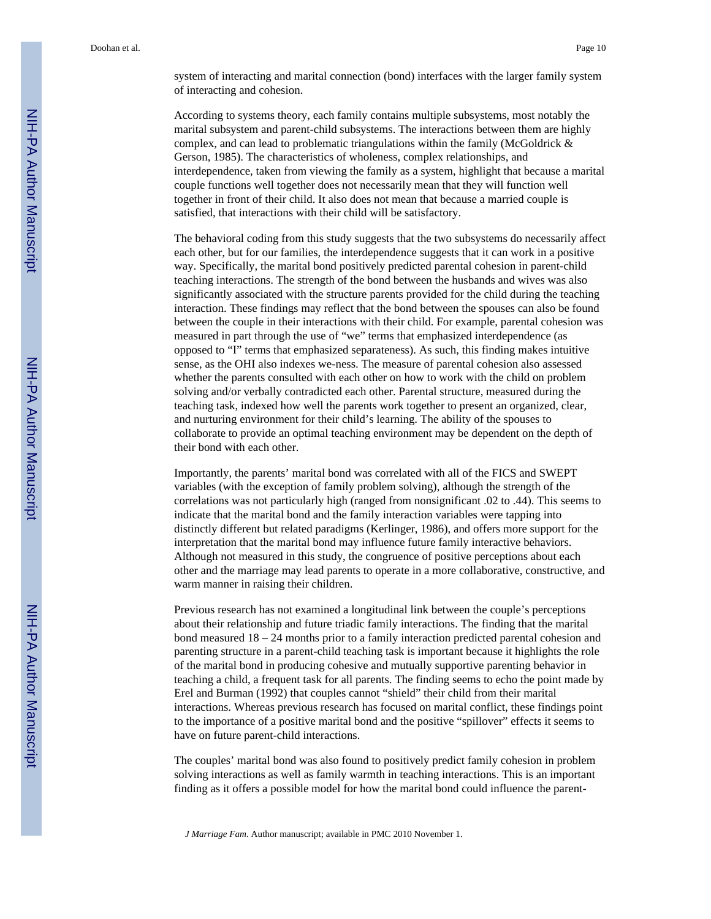system of interacting and marital connection (bond) interfaces with the larger family system of interacting and cohesion.

According to systems theory, each family contains multiple subsystems, most notably the marital subsystem and parent-child subsystems. The interactions between them are highly complex, and can lead to problematic triangulations within the family (McGoldrick & Gerson, 1985). The characteristics of wholeness, complex relationships, and interdependence, taken from viewing the family as a system, highlight that because a marital couple functions well together does not necessarily mean that they will function well together in front of their child. It also does not mean that because a married couple is satisfied, that interactions with their child will be satisfactory.

The behavioral coding from this study suggests that the two subsystems do necessarily affect each other, but for our families, the interdependence suggests that it can work in a positive way. Specifically, the marital bond positively predicted parental cohesion in parent-child teaching interactions. The strength of the bond between the husbands and wives was also significantly associated with the structure parents provided for the child during the teaching interaction. These findings may reflect that the bond between the spouses can also be found between the couple in their interactions with their child. For example, parental cohesion was measured in part through the use of "we" terms that emphasized interdependence (as opposed to "I" terms that emphasized separateness). As such, this finding makes intuitive sense, as the OHI also indexes we-ness. The measure of parental cohesion also assessed whether the parents consulted with each other on how to work with the child on problem solving and/or verbally contradicted each other. Parental structure, measured during the teaching task, indexed how well the parents work together to present an organized, clear, and nurturing environment for their child's learning. The ability of the spouses to collaborate to provide an optimal teaching environment may be dependent on the depth of their bond with each other.

Importantly, the parents' marital bond was correlated with all of the FICS and SWEPT variables (with the exception of family problem solving), although the strength of the correlations was not particularly high (ranged from nonsignificant .02 to .44). This seems to indicate that the marital bond and the family interaction variables were tapping into distinctly different but related paradigms (Kerlinger, 1986), and offers more support for the interpretation that the marital bond may influence future family interactive behaviors. Although not measured in this study, the congruence of positive perceptions about each other and the marriage may lead parents to operate in a more collaborative, constructive, and warm manner in raising their children.

Previous research has not examined a longitudinal link between the couple's perceptions about their relationship and future triadic family interactions. The finding that the marital bond measured 18 – 24 months prior to a family interaction predicted parental cohesion and parenting structure in a parent-child teaching task is important because it highlights the role of the marital bond in producing cohesive and mutually supportive parenting behavior in teaching a child, a frequent task for all parents. The finding seems to echo the point made by Erel and Burman (1992) that couples cannot "shield" their child from their marital interactions. Whereas previous research has focused on marital conflict, these findings point to the importance of a positive marital bond and the positive "spillover" effects it seems to have on future parent-child interactions.

The couples' marital bond was also found to positively predict family cohesion in problem solving interactions as well as family warmth in teaching interactions. This is an important finding as it offers a possible model for how the marital bond could influence the parent-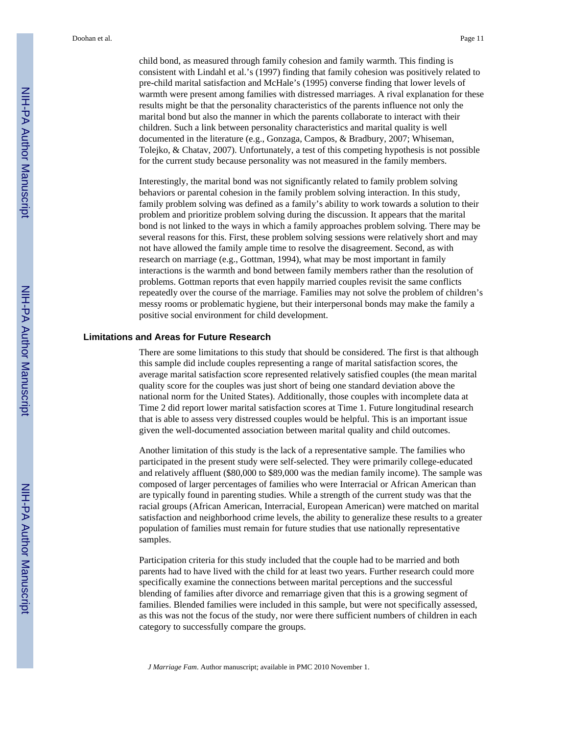child bond, as measured through family cohesion and family warmth. This finding is consistent with Lindahl et al.'s (1997) finding that family cohesion was positively related to pre-child marital satisfaction and McHale's (1995) converse finding that lower levels of warmth were present among families with distressed marriages. A rival explanation for these results might be that the personality characteristics of the parents influence not only the marital bond but also the manner in which the parents collaborate to interact with their children. Such a link between personality characteristics and marital quality is well documented in the literature (e.g., Gonzaga, Campos, & Bradbury, 2007; Whiseman, Tolejko, & Chatav, 2007). Unfortunately, a test of this competing hypothesis is not possible for the current study because personality was not measured in the family members.

Interestingly, the marital bond was not significantly related to family problem solving behaviors or parental cohesion in the family problem solving interaction. In this study, family problem solving was defined as a family's ability to work towards a solution to their problem and prioritize problem solving during the discussion. It appears that the marital bond is not linked to the ways in which a family approaches problem solving. There may be several reasons for this. First, these problem solving sessions were relatively short and may not have allowed the family ample time to resolve the disagreement. Second, as with research on marriage (e.g., Gottman, 1994), what may be most important in family interactions is the warmth and bond between family members rather than the resolution of problems. Gottman reports that even happily married couples revisit the same conflicts repeatedly over the course of the marriage. Families may not solve the problem of children's messy rooms or problematic hygiene, but their interpersonal bonds may make the family a positive social environment for child development.

### Limitations and Areas for Future Research

There are some limitations to this study that should be considered. The first is that although this sample did include couples representing a range of marital satisfaction scores, the average marital satisfaction score represented relatively satisfied couples (the mean marital quality score for the couples was just short of being one standard deviation above the national norm for the United States). Additionally, those couples with incomplete data at Time 2 did report lower marital satisfaction scores at Time 1. Future longitudinal research that is able to assess very distressed couples would be helpful. This is an important issue given the well-documented association between marital quality and child outcomes.

Another limitation of this study is the lack of a representative sample. The families who participated in the present study were self-selected. They were primarily college-educated and relatively affluent ($80,000 to $89,000 was the median family income). The sample was composed of larger percentages of families who were Interracial or African American than are typically found in parenting studies. While a strength of the current study was that the racial groups (African American, Interracial, European American) were matched on marital satisfaction and neighborhood crime levels, the ability to generalize these results to a greater population of families must remain for future studies that use nationally representative samples.

Participation criteria for this study included that the couple had to be married and both parents had to have lived with the child for at least two years. Further research could more specifically examine the connections between marital perceptions and the successful blending of families after divorce and remarriage given that this is a growing segment of families. Blended families were included in this sample, but were not specifically assessed, as this was not the focus of the study, nor were there sufficient numbers of children in each category to successfully compare the groups.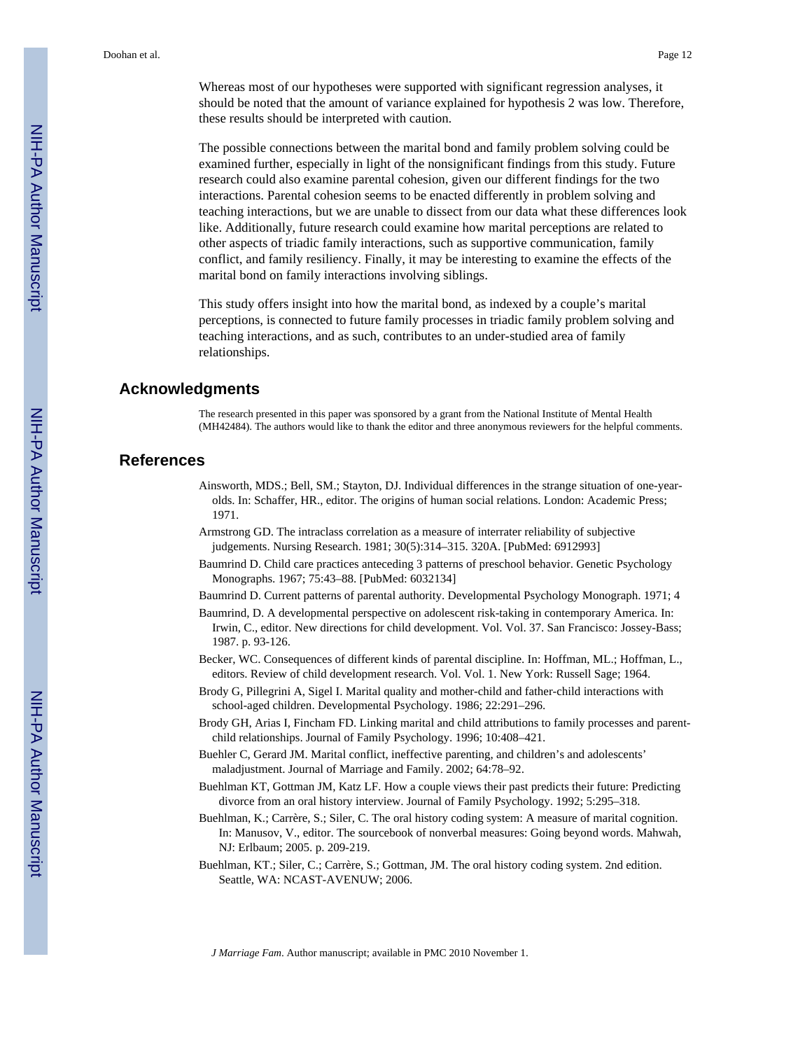Whereas most of our hypotheses were supported with significant regression analyses, it should be noted that the amount of variance explained for hypothesis 2 was low. Therefore, these results should be interpreted with caution.

The possible connections between the marital bond and family problem solving could be examined further, especially in light of the nonsignificant findings from this study. Future research could also examine parental cohesion, given our different findings for the two interactions. Parental cohesion seems to be enacted differently in problem solving and teaching interactions, but we are unable to dissect from our data what these differences look like. Additionally, future research could examine how marital perceptions are related to other aspects of triadic family interactions, such as supportive communication, family conflict, and family resiliency. Finally, it may be interesting to examine the effects of the marital bond on family interactions involving siblings.

This study offers insight into how the marital bond, as indexed by a couple's marital perceptions, is connected to future family processes in triadic family problem solving and teaching interactions, and as such, contributes to an under-studied area of family relationships.

## Acknowledgments

The research presented in this paper was sponsored by a grant from the National Institute of Mental Health (MH42484). The authors would like to thank the editor and three anonymous reviewers for the helpful comments.

## References

Ainsworth, MDS.; Bell, SM.; Stayton, DJ. Individual differences in the strange situation of one-year-olds. In: Schaffer, HR., editor. The origins of human social relations. London: Academic Press; 1971.

Armstrong GD. The intraclass correlation as a measure of interrater reliability of subjective judgements. Nursing Research. 1981; 30(5):314–315. 320A. [PubMed: 6912993]

Baumrind D. Child care practices anteceding 3 patterns of preschool behavior. Genetic Psychology Monographs. 1967; 75:43–88. [PubMed: 6032134]

Baumrind D. Current patterns of parental authority. Developmental Psychology Monograph. 1971; 4

Baumrind, D. A developmental perspective on adolescent risk-taking in contemporary America. In: Irwin, C., editor. New directions for child development. Vol. Vol. 37. San Francisco: Jossey-Bass; 1987. p. 93-126.

Becker, WC. Consequences of different kinds of parental discipline. In: Hoffman, ML.; Hoffman, L., editors. Review of child development research. Vol. Vol. 1. New York: Russell Sage; 1964.

Brody G, Pillegrini A, Sigel I. Marital quality and mother-child and father-child interactions with school-aged children. Developmental Psychology. 1986; 22:291–296.

Brody GH, Arias I, Fincham FD. Linking marital and child attributions to family processes and parent-child relationships. Journal of Family Psychology. 1996; 10:408–421.

Buehler C, Gerard JM. Marital conflict, ineffective parenting, and children's and adolescents' maladjustment. Journal of Marriage and Family. 2002; 64:78–92.

Buehlman KT, Gottman JM, Katz LF. How a couple views their past predicts their future: Predicting divorce from an oral history interview. Journal of Family Psychology. 1992; 5:295–318.

Buehlman, K.; Carrère, S.; Siler, C. The oral history coding system: A measure of marital cognition. In: Manusov, V., editor. The sourcebook of nonverbal measures: Going beyond words. Mahwah, NJ: Erlbaum; 2005. p. 209-219.

Buehlman, KT.; Siler, C.; Carrère, S.; Gottman, JM. The oral history coding system. 2nd edition. Seattle, WA: NCAST-AVENUW; 2006.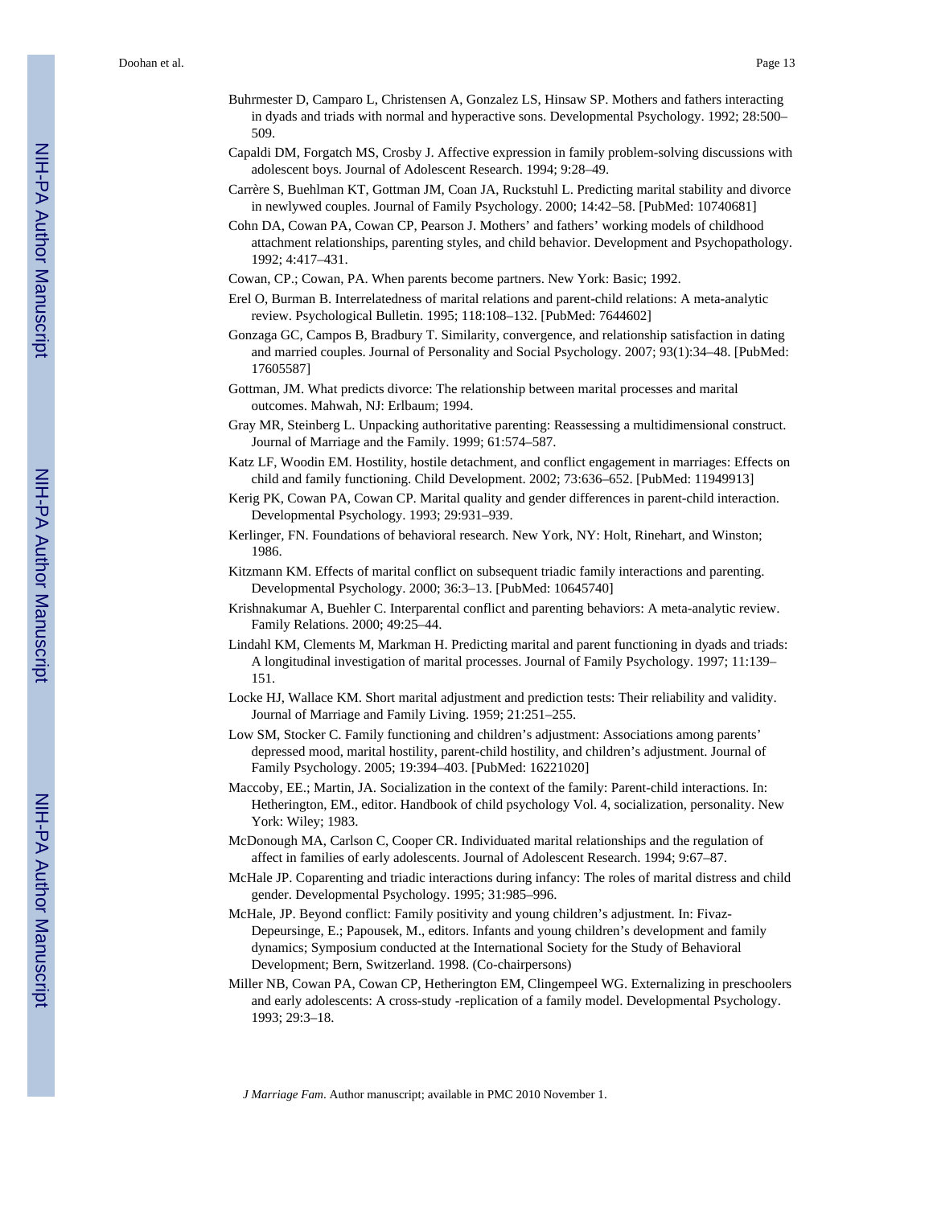Buhrmester D, Camparo L, Christensen A, Gonzalez LS, Hinsaw SP. Mothers and fathers interacting in dyads and triads with normal and hyperactive sons. Developmental Psychology. 1992; 28:500–509.

Capaldi DM, Forgatch MS, Crosby J. Affective expression in family problem-solving discussions with adolescent boys. Journal of Adolescent Research. 1994; 9:28–49.

Carrère S, Buehlman KT, Gottman JM, Coan JA, Ruckstuhl L. Predicting marital stability and divorce in newlywed couples. Journal of Family Psychology. 2000; 14:42–58. [PubMed: 10740681]

Cohn DA, Cowan PA, Cowan CP, Pearson J. Mothers' and fathers' working models of childhood attachment relationships, parenting styles, and child behavior. Development and Psychopathology. 1992; 4:417–431.

Cowan, CP.; Cowan, PA. When parents become partners. New York: Basic; 1992.

Erel O, Burman B. Interrelatedness of marital relations and parent-child relations: A meta-analytic review. Psychological Bulletin. 1995; 118:108–132. [PubMed: 7644602]

Gonzaga GC, Campos B, Bradbury T. Similarity, convergence, and relationship satisfaction in dating and married couples. Journal of Personality and Social Psychology. 2007; 93(1):34–48. [PubMed: 17605587]

Gottman, JM. What predicts divorce: The relationship between marital processes and marital outcomes. Mahwah, NJ: Erlbaum; 1994.

Gray MR, Steinberg L. Unpacking authoritative parenting: Reassessing a multidimensional construct. Journal of Marriage and the Family. 1999; 61:574–587.

Katz LF, Woodin EM. Hostility, hostile detachment, and conflict engagement in marriages: Effects on child and family functioning. Child Development. 2002; 73:636–652. [PubMed: 11949913]

Kerig PK, Cowan PA, Cowan CP. Marital quality and gender differences in parent-child interaction. Developmental Psychology. 1993; 29:931–939.

Kerlinger, FN. Foundations of behavioral research. New York, NY: Holt, Rinehart, and Winston; 1986.

Kitzmann KM. Effects of marital conflict on subsequent triadic family interactions and parenting. Developmental Psychology. 2000; 36:3–13. [PubMed: 10645740]

Krishnakumar A, Buehler C. Interparental conflict and parenting behaviors: A meta-analytic review. Family Relations. 2000; 49:25–44.

Lindahl KM, Clements M, Markman H. Predicting marital and parent functioning in dyads and triads: A longitudinal investigation of marital processes. Journal of Family Psychology. 1997; 11:139–151.

Locke HJ, Wallace KM. Short marital adjustment and prediction tests: Their reliability and validity. Journal of Marriage and Family Living. 1959; 21:251–255.

Low SM, Stocker C. Family functioning and children's adjustment: Associations among parents' depressed mood, marital hostility, parent-child hostility, and children's adjustment. Journal of Family Psychology. 2005; 19:394–403. [PubMed: 16221020]

Maccoby, EE.; Martin, JA. Socialization in the context of the family: Parent-child interactions. In: Hetherington, EM., editor. Handbook of child psychology Vol. 4, socialization, personality. New York: Wiley; 1983.

McDonough MA, Carlson C, Cooper CR. Individuated marital relationships and the regulation of affect in families of early adolescents. Journal of Adolescent Research. 1994; 9:67–87.

McHale JP. Coparenting and triadic interactions during infancy: The roles of marital distress and child gender. Developmental Psychology. 1995; 31:985–996.

McHale, JP. Beyond conflict: Family positivity and young children's adjustment. In: Fivaz-Depeursinge, E.; Papousek, M., editors. Infants and young children's development and family dynamics; Symposium conducted at the International Society for the Study of Behavioral Development; Bern, Switzerland. 1998. (Co-chairpersons)

Miller NB, Cowan PA, Cowan CP, Hetherington EM, Clingempeel WG. Externalizing in preschoolers and early adolescents: A cross-study -replication of a family model. Developmental Psychology. 1993; 29:3–18.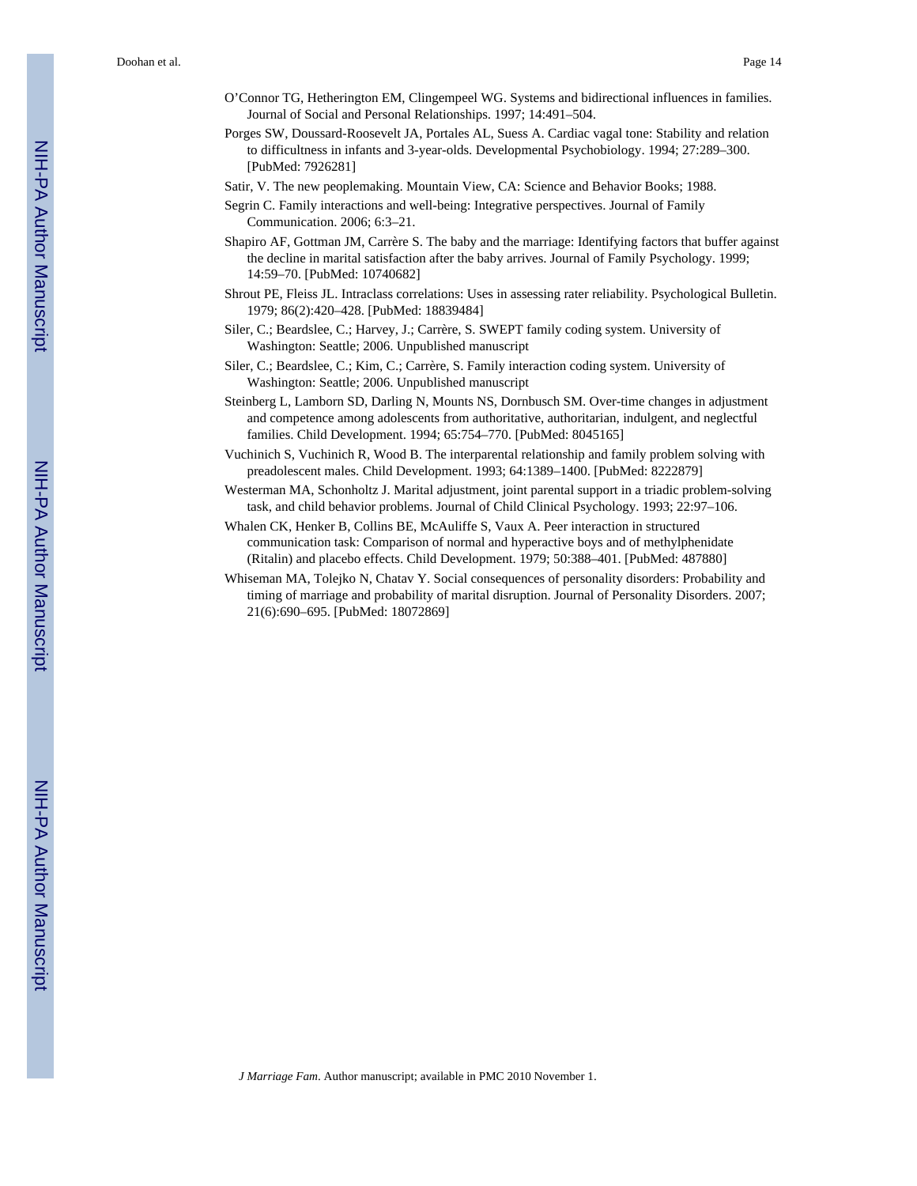O'Connor TG, Hetherington EM, Clingempeel WG. Systems and bidirectional influences in families. Journal of Social and Personal Relationships. 1997; 14:491–504.

Porges SW, Doussard-Roosevelt JA, Portales AL, Suess A. Cardiac vagal tone: Stability and relation to difficultness in infants and 3-year-olds. Developmental Psychobiology. 1994; 27:289–300. [PubMed: 7926281]

Satir, V. The new peoplemaking. Mountain View, CA: Science and Behavior Books; 1988.

Segrin C. Family interactions and well-being: Integrative perspectives. Journal of Family Communication. 2006; 6:3–21.

Shapiro AF, Gottman JM, Carrère S. The baby and the marriage: Identifying factors that buffer against the decline in marital satisfaction after the baby arrives. Journal of Family Psychology. 1999; 14:59–70. [PubMed: 10740682]

Shrout PE, Fleiss JL. Intraclass correlations: Uses in assessing rater reliability. Psychological Bulletin. 1979; 86(2):420–428. [PubMed: 18839484]

Siler, C.; Beardslee, C.; Harvey, J.; Carrère, S. SWEPT family coding system. University of Washington: Seattle; 2006. Unpublished manuscript

Siler, C.; Beardslee, C.; Kim, C.; Carrère, S. Family interaction coding system. University of Washington: Seattle; 2006. Unpublished manuscript

Steinberg L, Lamborn SD, Darling N, Mounts NS, Dornbusch SM. Over-time changes in adjustment and competence among adolescents from authoritative, authoritarian, indulgent, and neglectful families. Child Development. 1994; 65:754–770. [PubMed: 8045165]

Vuchinich S, Vuchinich R, Wood B. The interparental relationship and family problem solving with preadolescent males. Child Development. 1993; 64:1389–1400. [PubMed: 8222879]

Westerman MA, Schonholtz J. Marital adjustment, joint parental support in a triadic problem-solving task, and child behavior problems. Journal of Child Clinical Psychology. 1993; 22:97–106.

Whalen CK, Henker B, Collins BE, McAuliffe S, Vaux A. Peer interaction in structured communication task: Comparison of normal and hyperactive boys and of methylphenidate (Ritalin) and placebo effects. Child Development. 1979; 50:388–401. [PubMed: 487880]

Whiseman MA, Tolejko N, Chatav Y. Social consequences of personality disorders: Probability and timing of marriage and probability of marital disruption. Journal of Personality Disorders. 2007; 21(6):690–695. [PubMed: 18072869]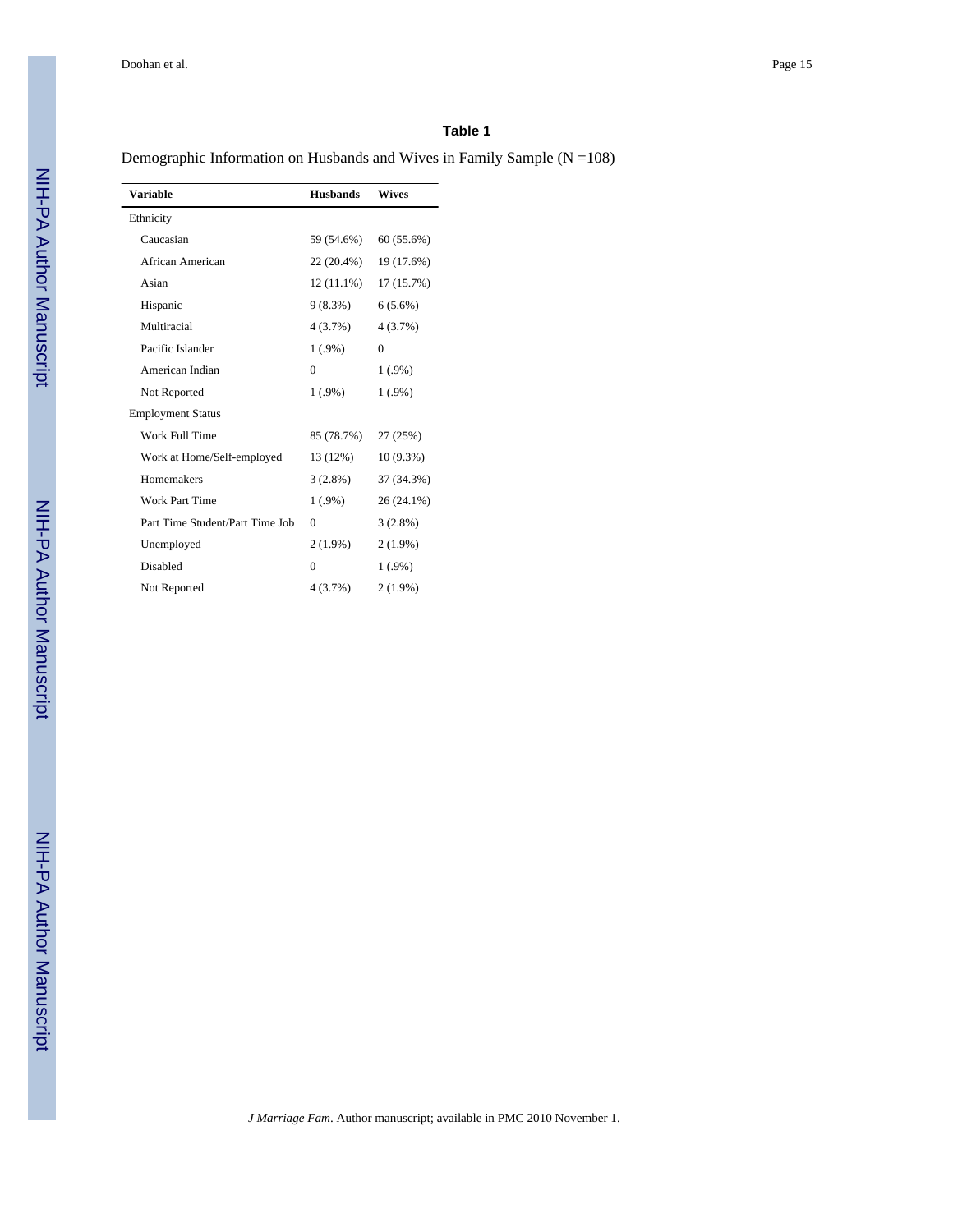**Table 1**

Demographic Information on Husbands and Wives in Family Sample (N =108)

| Variable | Husbands | Wives |
|---|---|---|
| Ethnicity | | |
| Caucasian | 59 (54.6%) | 60 (55.6%) |
| African American | 22 (20.4%) | 19 (17.6%) |
| Asian | 12 (11.1%) | 17 (15.7%) |
| Hispanic | 9 (8.3%) | 6 (5.6%) |
| Multiracial | 4 (3.7%) | 4 (3.7%) |
| Pacific Islander | 1 (.9%) | 0 |
| American Indian | 0 | 1 (.9%) |
| Not Reported | 1 (.9%) | 1 (.9%) |
| Employment Status | | |
| Work Full Time | 85 (78.7%) | 27 (25%) |
| Work at Home/Self-employed | 13 (12%) | 10 (9.3%) |
| Homemakers | 3 (2.8%) | 37 (34.3%) |
| Work Part Time | 1 (.9%) | 26 (24.1%) |
| Part Time Student/Part Time Job | 0 | 3 (2.8%) |
| Unemployed | 2 (1.9%) | 2 (1.9%) |
| Disabled | 0 | 1 (.9%) |
| Not Reported | 4 (3.7%) | 2 (1.9%) |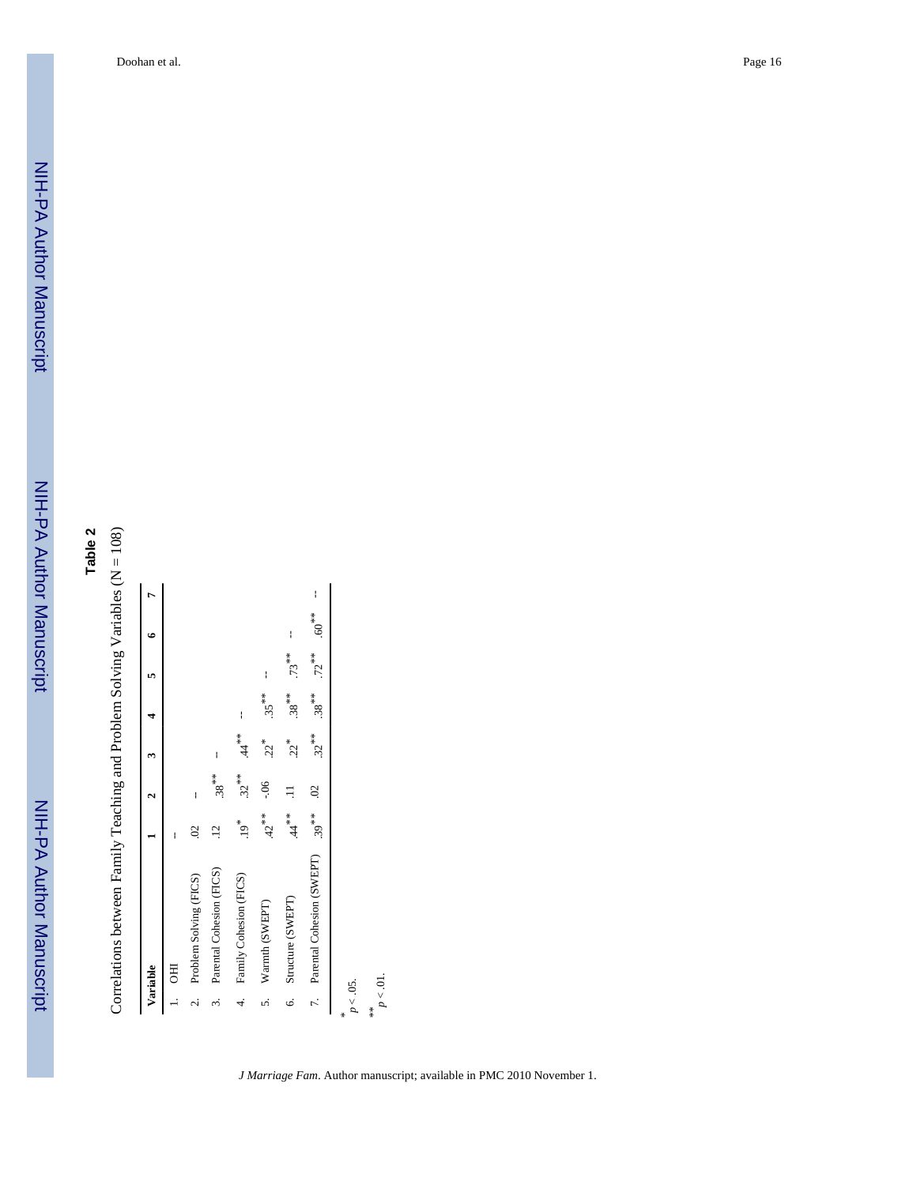## Table 2

Correlations between Family Teaching and Problem Solving Variables (N = 108)

| Variable | 1 | 2 | 3 | 4 | 5 | 6 | 7 |
|---|---|---|---|---|---|---|---|
| 1. OHI | – | | | | | | |
| 2. Problem Solving (FICS) | .02 | – | | | | | |
| 3. Parental Cohesion (FICS) | .12 | .38** | – | | | | |
| 4. Family Cohesion (FICS) | .19* | .32** | .44** | -- | | | |
| 5. Warmth (SWEPT) | .42** | -.06 | .22* | .35** | -- | | |
| 6. Structure (SWEPT) | .44** | .11 | .22* | .38** | .73** | -- | |
| 7. Parental Cohesion (SWEPT) | .39** | .02 | .32** | .38** | .72** | .60** | -- |

\* $p < .05$.

\*\* $p < .01$.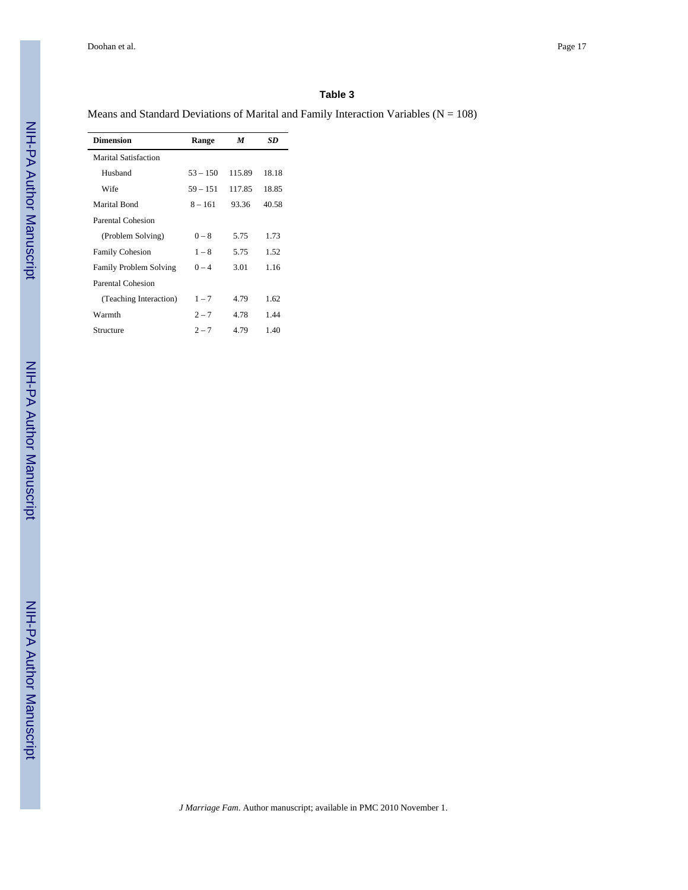### Table 3

Means and Standard Deviations of Marital and Family Interaction Variables (N = 108)

| **Dimension** | **Range** | ***M*** | ***SD*** |
|---|---|---|---|
| Marital Satisfaction | | | |
| Husband | 53 – 150 | 115.89 | 18.18 |
| Wife | 59 – 151 | 117.85 | 18.85 |
| Marital Bond | 8 – 161 | 93.36 | 40.58 |
| Parental Cohesion | | | |
| (Problem Solving) | 0 – 8 | 5.75 | 1.73 |
| Family Cohesion | 1 – 8 | 5.75 | 1.52 |
| Family Problem Solving | 0 – 4 | 3.01 | 1.16 |
| Parental Cohesion | | | |
| (Teaching Interaction) | 1 – 7 | 4.79 | 1.62 |
| Warmth | 2 – 7 | 4.78 | 1.44 |
| Structure | 2 – 7 | 4.79 | 1.40 |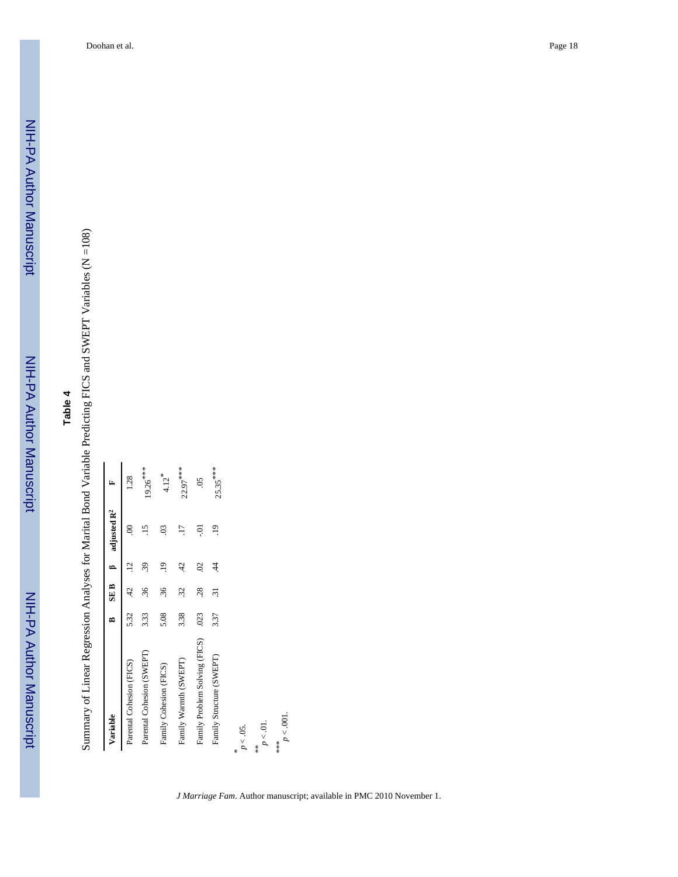## Table 4

Summary of Linear Regression Analyses for Marital Bond Variable Predicting FICS and SWEPT Variables (N =108)

| Variable | B | SE B | β | adjusted $R^2$ | F |
|---|---|---|---|---|---|
| Parental Cohesion (FICS) | 5.32 | .42 | .12 | .00 | 1.28 |
| Parental Cohesion (SWEPT) | 3.33 | .36 | .39 | .15 | 19.26*** |
| Family Cohesion (FICS) | 5.08 | .36 | .19 | .03 | 4.12* |
| Family Warmth (SWEPT) | 3.38 | .32 | .42 | .17 | 22.97*** |
| Family Problem Solving (FICS) | .023 | .28 | .02 | -.01 | .05 |
| Family Structure (SWEPT) | 3.37 | .31 | .44 | .19 | 25.35*** |

\* $p < .05$.

\*\* $p < .01$.

\*\*\* $p < .001$.